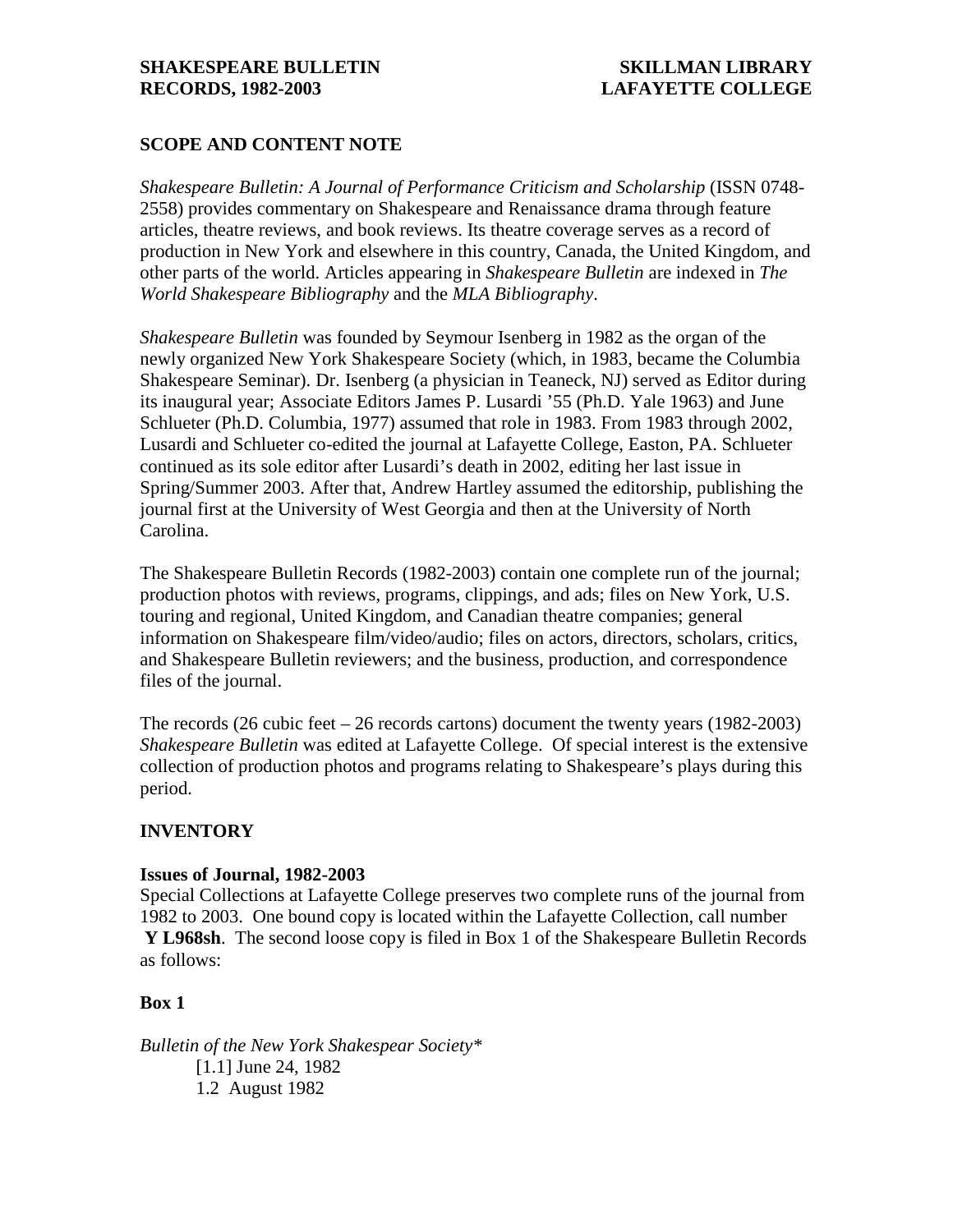# SHAKESPEARE BULLETIN RECORDS, 1982-2003

# SKILLMAN LIBRARY LAFAYETTE COLLEGE

## SCOPE AND CONTENT NOTE

*Shakespeare Bulletin: A Journal of Performance Criticism and Scholarship* (ISSN 0748-2558) provides commentary on Shakespeare and Renaissance drama through feature articles, theatre reviews, and book reviews. Its theatre coverage serves as a record of production in New York and elsewhere in this country, Canada, the United Kingdom, and other parts of the world. Articles appearing in *Shakespeare Bulletin* are indexed in *The World Shakespeare Bibliography* and the *MLA Bibliography*.

*Shakespeare Bulletin* was founded by Seymour Isenberg in 1982 as the organ of the newly organized New York Shakespeare Society (which, in 1983, became the Columbia Shakespeare Seminar). Dr. Isenberg (a physician in Teaneck, NJ) served as Editor during its inaugural year; Associate Editors James P. Lusardi '55 (Ph.D. Yale 1963) and June Schlueter (Ph.D. Columbia, 1977) assumed that role in 1983. From 1983 through 2002, Lusardi and Schlueter co-edited the journal at Lafayette College, Easton, PA. Schlueter continued as its sole editor after Lusardi's death in 2002, editing her last issue in Spring/Summer 2003. After that, Andrew Hartley assumed the editorship, publishing the journal first at the University of West Georgia and then at the University of North Carolina.

The Shakespeare Bulletin Records (1982-2003) contain one complete run of the journal; production photos with reviews, programs, clippings, and ads; files on New York, U.S. touring and regional, United Kingdom, and Canadian theatre companies; general information on Shakespeare film/video/audio; files on actors, directors, scholars, critics, and Shakespeare Bulletin reviewers; and the business, production, and correspondence files of the journal.

The records (26 cubic feet – 26 records cartons) document the twenty years (1982-2003) *Shakespeare Bulletin* was edited at Lafayette College. Of special interest is the extensive collection of production photos and programs relating to Shakespeare's plays during this period.

## INVENTORY

### Issues of Journal, 1982-2003

Special Collections at Lafayette College preserves two complete runs of the journal from 1982 to 2003. One bound copy is located within the Lafayette Collection, call number **Y L968sh**. The second loose copy is filed in Box 1 of the Shakespeare Bulletin Records as follows:

### Box 1

*Bulletin of the New York Shakespear Society**

- [1.1] June 24, 1982
- 1.2 August 1982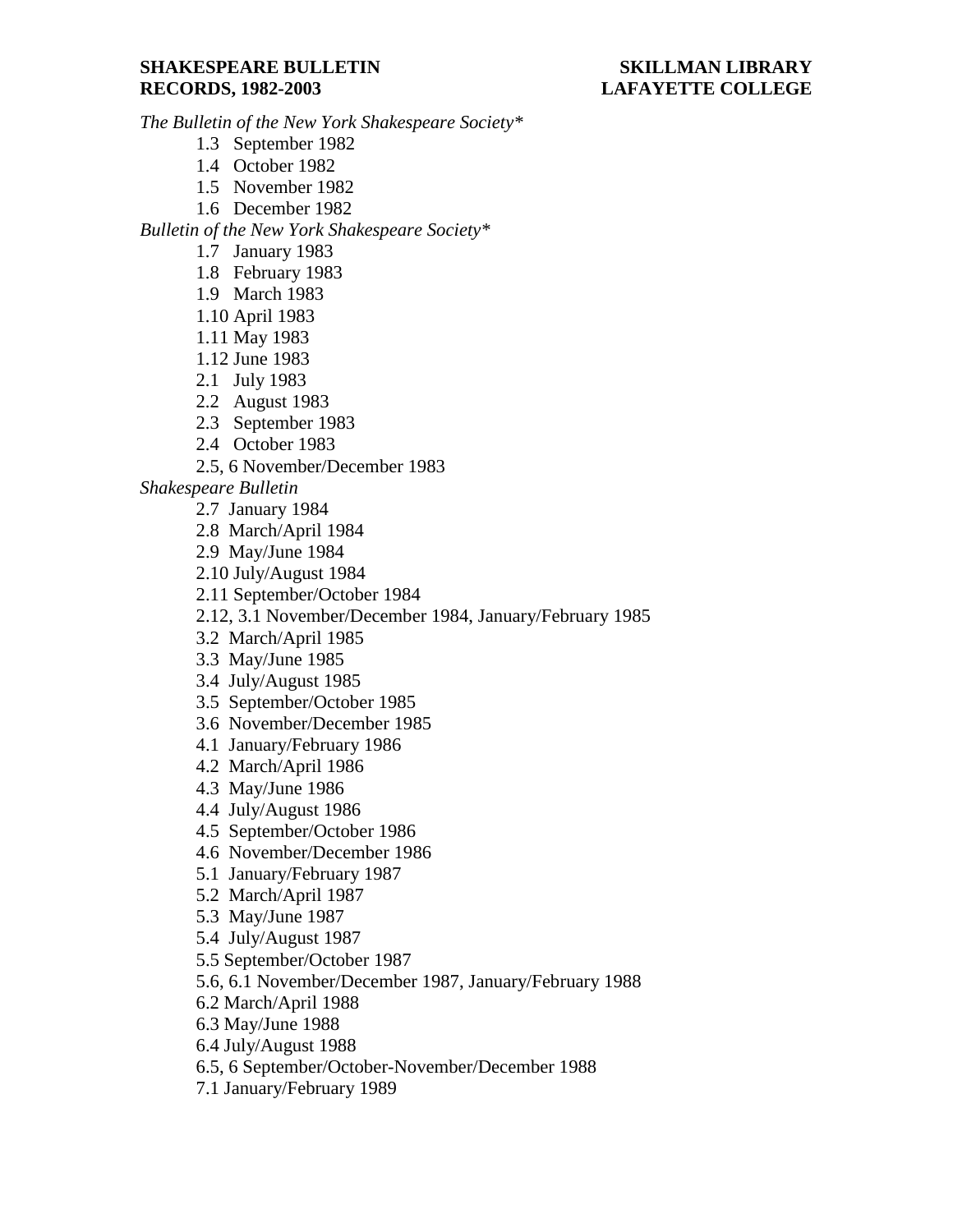*The Bulletin of the New York Shakespeare Society**

- 1.3 September 1982
- 1.4 October 1982
- 1.5 November 1982
- 1.6 December 1982

*Bulletin of the New York Shakespeare Society**

- 1.7 January 1983
- 1.8 February 1983
- 1.9 March 1983
- 1.10 April 1983
- 1.11 May 1983
- 1.12 June 1983
- 2.1 July 1983
- 2.2 August 1983
- 2.3 September 1983
- 2.4 October 1983
- 2.5, 6 November/December 1983

*Shakespeare Bulletin*

- 2.7 January 1984
- 2.8 March/April 1984
- 2.9 May/June 1984
- 2.10 July/August 1984
- 2.11 September/October 1984
- 2.12, 3.1 November/December 1984, January/February 1985
- 3.2 March/April 1985
- 3.3 May/June 1985
- 3.4 July/August 1985
- 3.5 September/October 1985
- 3.6 November/December 1985
- 4.1 January/February 1986
- 4.2 March/April 1986
- 4.3 May/June 1986
- 4.4 July/August 1986
- 4.5 September/October 1986
- 4.6 November/December 1986
- 5.1 January/February 1987
- 5.2 March/April 1987
- 5.3 May/June 1987
- 5.4 July/August 1987
- 5.5 September/October 1987
- 5.6, 6.1 November/December 1987, January/February 1988
- 6.2 March/April 1988
- 6.3 May/June 1988
- 6.4 July/August 1988
- 6.5, 6 September/October-November/December 1988
- 7.1 January/February 1989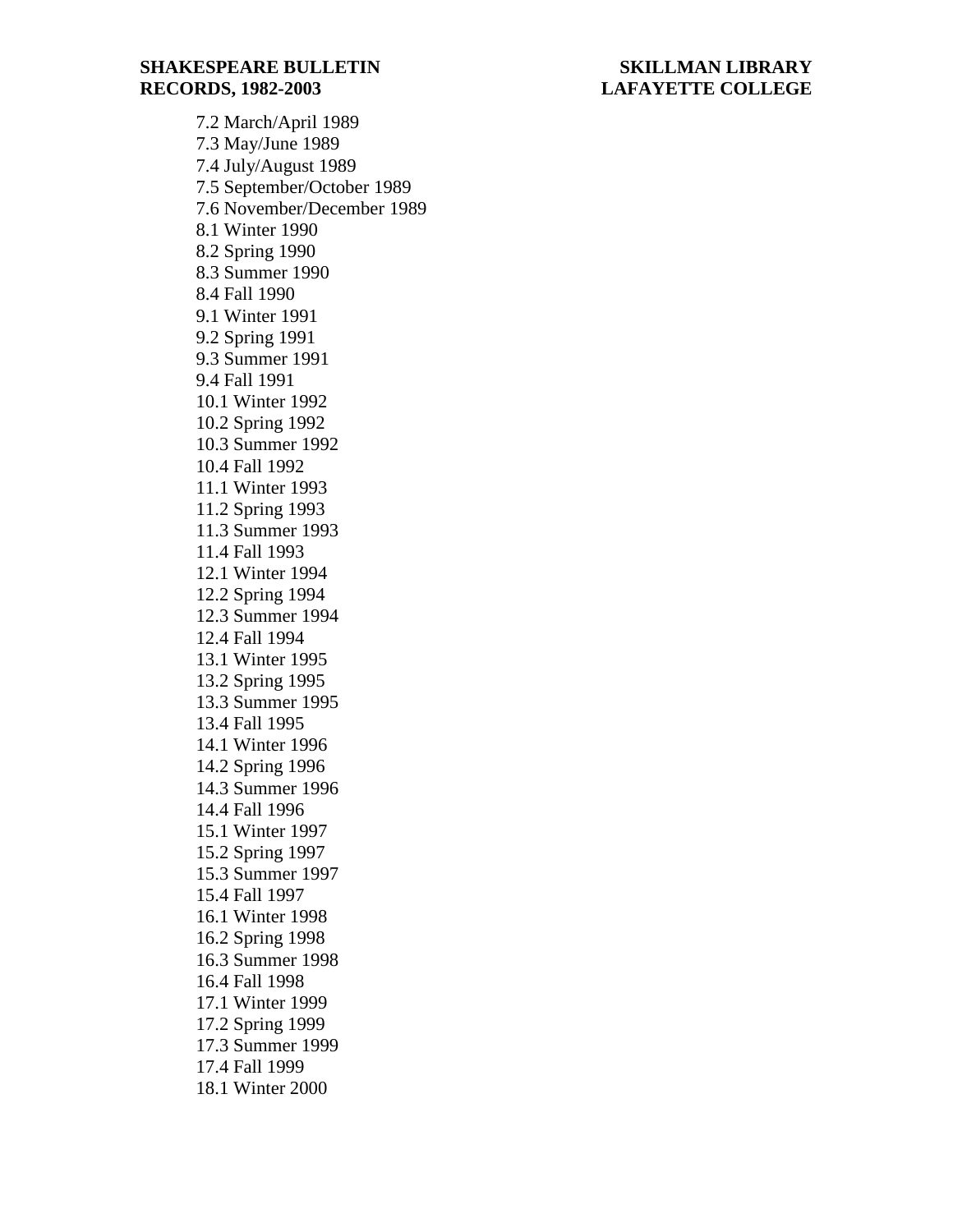7.2 March/April 1989
7.3 May/June 1989
7.4 July/August 1989
7.5 September/October 1989
7.6 November/December 1989
8.1 Winter 1990
8.2 Spring 1990
8.3 Summer 1990
8.4 Fall 1990
9.1 Winter 1991
9.2 Spring 1991
9.3 Summer 1991
9.4 Fall 1991
10.1 Winter 1992
10.2 Spring 1992
10.3 Summer 1992
10.4 Fall 1992
11.1 Winter 1993
11.2 Spring 1993
11.3 Summer 1993
11.4 Fall 1993
12.1 Winter 1994
12.2 Spring 1994
12.3 Summer 1994
12.4 Fall 1994
13.1 Winter 1995
13.2 Spring 1995
13.3 Summer 1995
13.4 Fall 1995
14.1 Winter 1996
14.2 Spring 1996
14.3 Summer 1996
14.4 Fall 1996
15.1 Winter 1997
15.2 Spring 1997
15.3 Summer 1997
15.4 Fall 1997
16.1 Winter 1998
16.2 Spring 1998
16.3 Summer 1998
16.4 Fall 1998
17.1 Winter 1999
17.2 Spring 1999
17.3 Summer 1999
17.4 Fall 1999
18.1 Winter 2000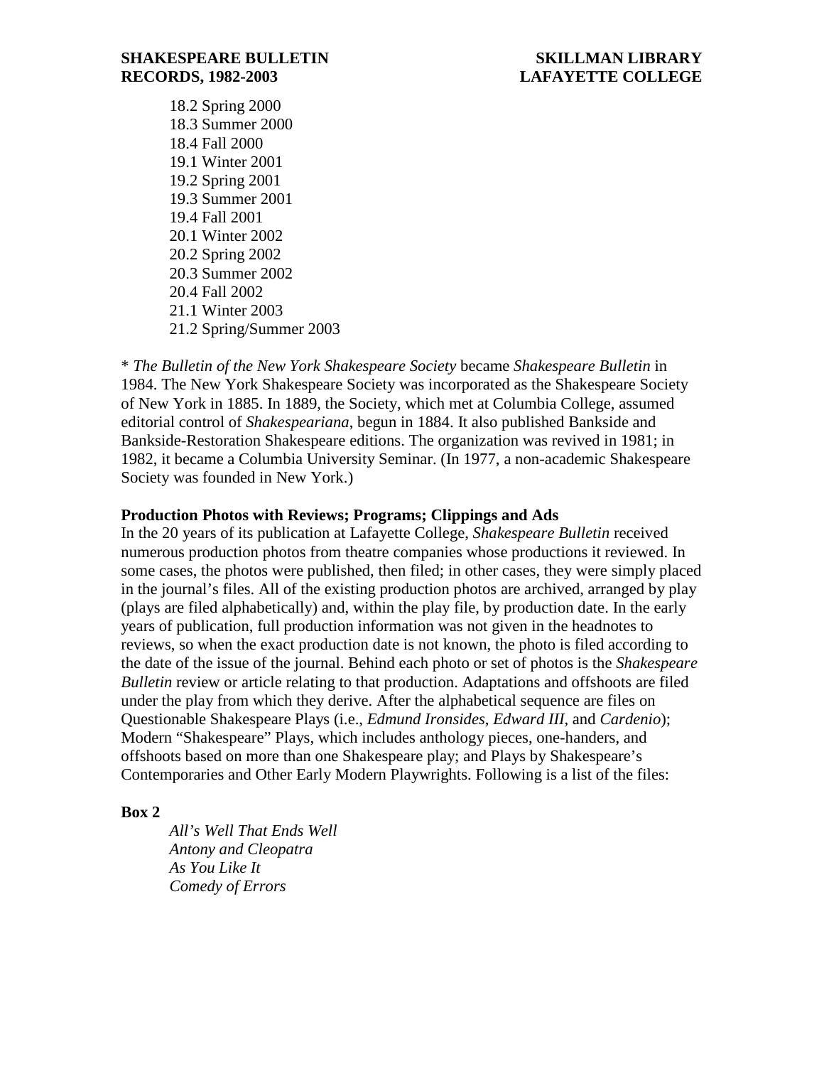18.2 Spring 2000
18.3 Summer 2000
18.4 Fall 2000
19.1 Winter 2001
19.2 Spring 2001
19.3 Summer 2001
19.4 Fall 2001
20.1 Winter 2002
20.2 Spring 2002
20.3 Summer 2002
20.4 Fall 2002
21.1 Winter 2003
21.2 Spring/Summer 2003

* *The Bulletin of the New York Shakespeare Society* became *Shakespeare Bulletin* in 1984. The New York Shakespeare Society was incorporated as the Shakespeare Society of New York in 1885. In 1889, the Society, which met at Columbia College, assumed editorial control of *Shakespeariana*, begun in 1884. It also published Bankside and Bankside-Restoration Shakespeare editions. The organization was revived in 1981; in 1982, it became a Columbia University Seminar. (In 1977, a non-academic Shakespeare Society was founded in New York.)

**Production Photos with Reviews; Programs; Clippings and Ads**

In the 20 years of its publication at Lafayette College, *Shakespeare Bulletin* received numerous production photos from theatre companies whose productions it reviewed. In some cases, the photos were published, then filed; in other cases, they were simply placed in the journal's files. All of the existing production photos are archived, arranged by play (plays are filed alphabetically) and, within the play file, by production date. In the early years of publication, full production information was not given in the headnotes to reviews, so when the exact production date is not known, the photo is filed according to the date of the issue of the journal. Behind each photo or set of photos is the *Shakespeare Bulletin* review or article relating to that production. Adaptations and offshoots are filed under the play from which they derive. After the alphabetical sequence are files on Questionable Shakespeare Plays (i.e., *Edmund Ironsides*, *Edward III*, and *Cardenio*); Modern "Shakespeare" Plays, which includes anthology pieces, one-handers, and offshoots based on more than one Shakespeare play; and Plays by Shakespeare's Contemporaries and Other Early Modern Playwrights. Following is a list of the files:

**Box 2**

*All's Well That Ends Well*
*Antony and Cleopatra*
*As You Like It*
*Comedy of Errors*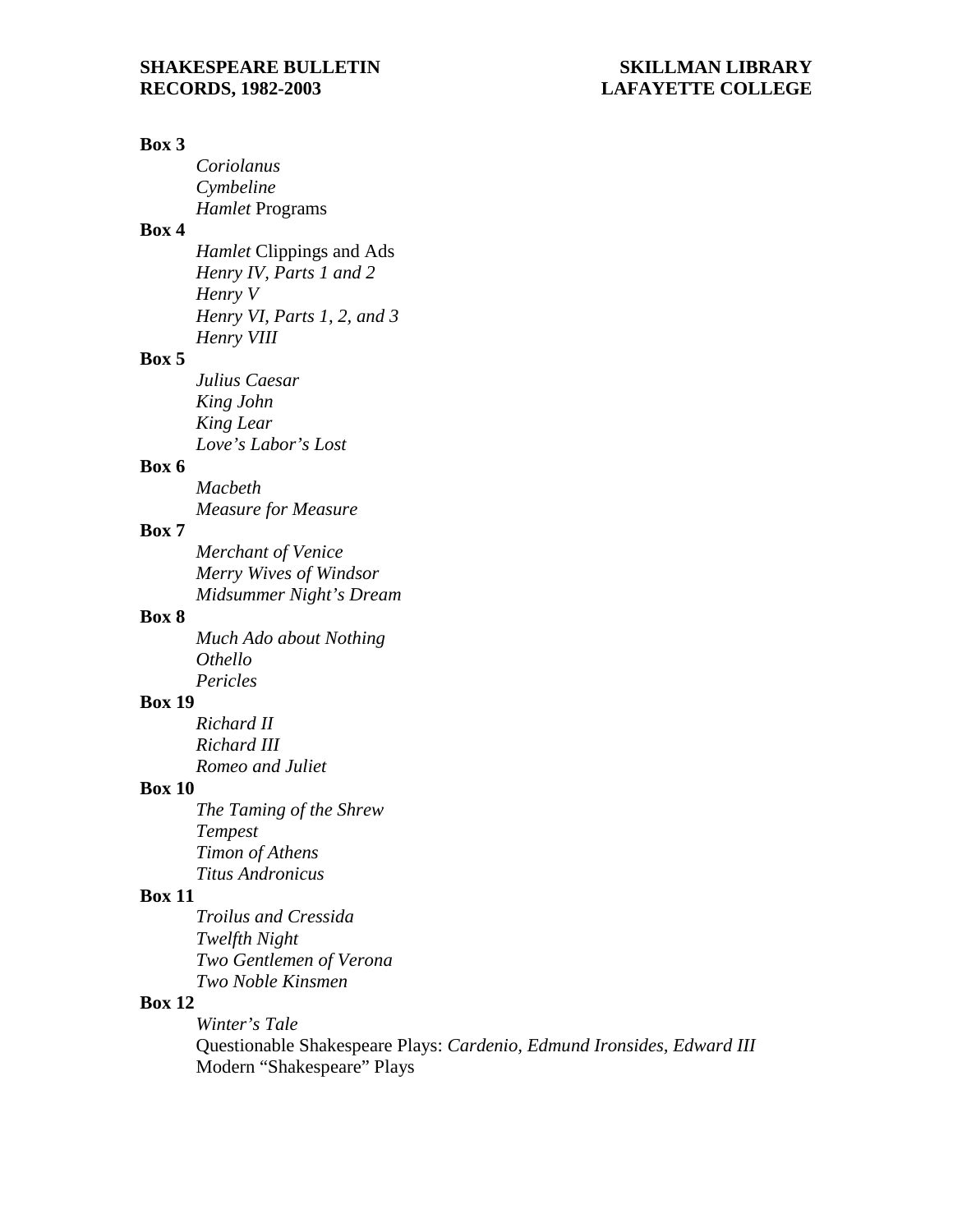**Box 3**

*Coriolanus*
*Cymbeline*
*Hamlet* Programs

**Box 4**

*Hamlet* Clippings and Ads
*Henry IV, Parts 1 and 2*
*Henry V*
*Henry VI, Parts 1, 2, and 3*
*Henry VIII*

**Box 5**

*Julius Caesar*
*King John*
*King Lear*
*Love's Labor's Lost*

**Box 6**

*Macbeth*
*Measure for Measure*

**Box 7**

*Merchant of Venice*
*Merry Wives of Windsor*
*Midsummer Night's Dream*

**Box 8**

*Much Ado about Nothing*
*Othello*
*Pericles*

**Box 19**

*Richard II*
*Richard III*
*Romeo and Juliet*

**Box 10**

*The Taming of the Shrew*
*Tempest*
*Timon of Athens*
*Titus Andronicus*

**Box 11**

*Troilus and Cressida*
*Twelfth Night*
*Two Gentlemen of Verona*
*Two Noble Kinsmen*

**Box 12**

*Winter's Tale*
Questionable Shakespeare Plays: *Cardenio, Edmund Ironsides, Edward III*
Modern "Shakespeare" Plays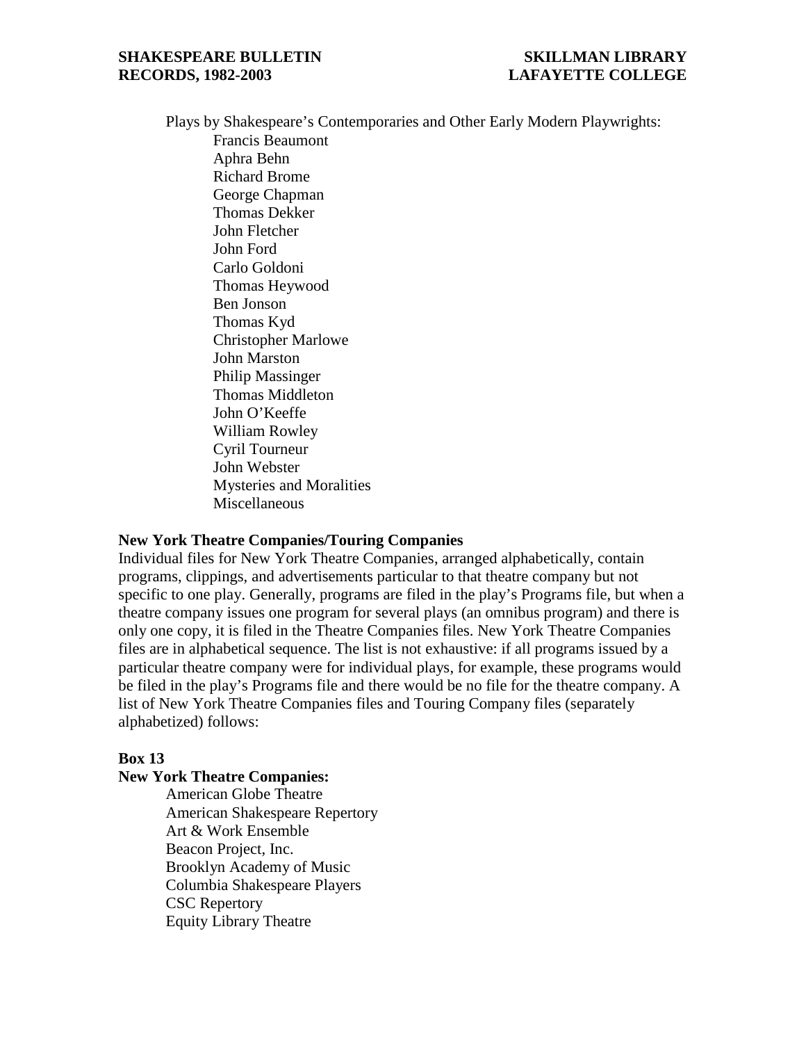Plays by Shakespeare's Contemporaries and Other Early Modern Playwrights:

- Francis Beaumont
- Aphra Behn
- Richard Brome
- George Chapman
- Thomas Dekker
- John Fletcher
- John Ford
- Carlo Goldoni
- Thomas Heywood
- Ben Jonson
- Thomas Kyd
- Christopher Marlowe
- John Marston
- Philip Massinger
- Thomas Middleton
- John O'Keeffe
- William Rowley
- Cyril Tourneur
- John Webster
- Mysteries and Moralities
- Miscellaneous

**New York Theatre Companies/Touring Companies**

Individual files for New York Theatre Companies, arranged alphabetically, contain programs, clippings, and advertisements particular to that theatre company but not specific to one play. Generally, programs are filed in the play's Programs file, but when a theatre company issues one program for several plays (an omnibus program) and there is only one copy, it is filed in the Theatre Companies files. New York Theatre Companies files are in alphabetical sequence. The list is not exhaustive: if all programs issued by a particular theatre company were for individual plays, for example, these programs would be filed in the play's Programs file and there would be no file for the theatre company. A list of New York Theatre Companies files and Touring Company files (separately alphabetized) follows:

**Box 13**

**New York Theatre Companies:**

- American Globe Theatre
- American Shakespeare Repertory
- Art & Work Ensemble
- Beacon Project, Inc.
- Brooklyn Academy of Music
- Columbia Shakespeare Players
- CSC Repertory
- Equity Library Theatre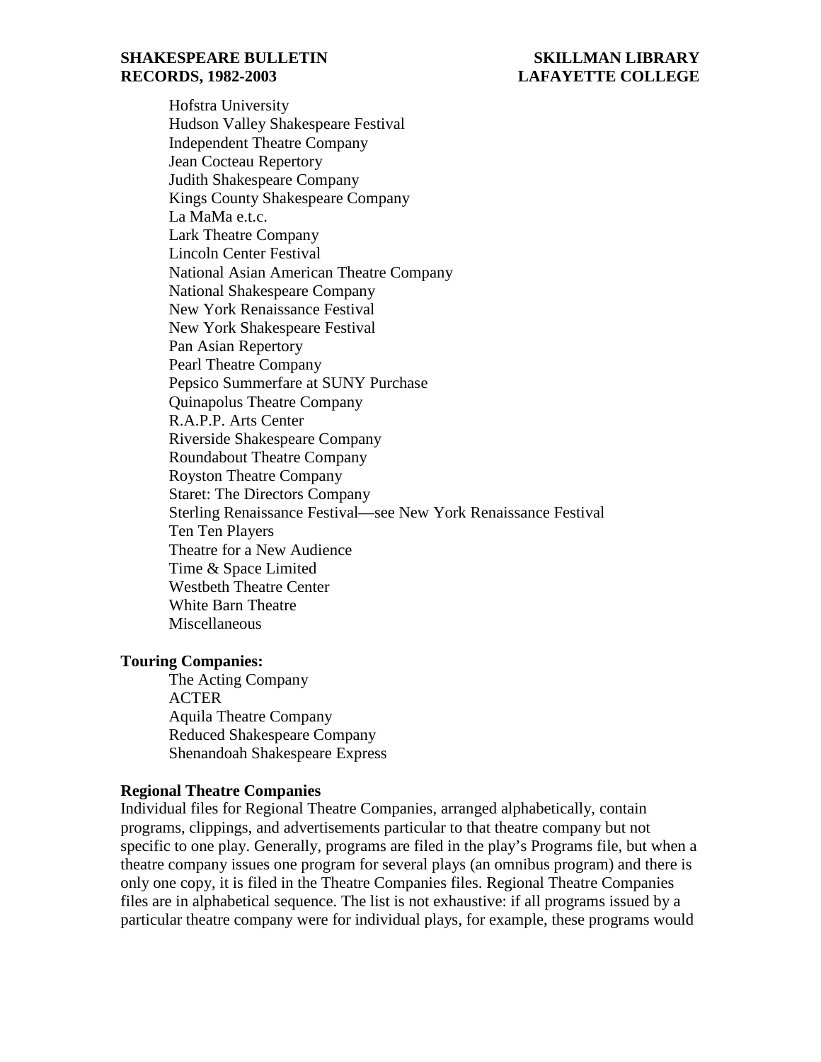Hofstra University
Hudson Valley Shakespeare Festival
Independent Theatre Company
Jean Cocteau Repertory
Judith Shakespeare Company
Kings County Shakespeare Company
La MaMa e.t.c.
Lark Theatre Company
Lincoln Center Festival
National Asian American Theatre Company
National Shakespeare Company
New York Renaissance Festival
New York Shakespeare Festival
Pan Asian Repertory
Pearl Theatre Company
Pepsico Summerfare at SUNY Purchase
Quinapolus Theatre Company
R.A.P.P. Arts Center
Riverside Shakespeare Company
Roundabout Theatre Company
Royston Theatre Company
Staret: The Directors Company
Sterling Renaissance Festival—see New York Renaissance Festival
Ten Ten Players
Theatre for a New Audience
Time & Space Limited
Westbeth Theatre Center
White Barn Theatre
Miscellaneous

**Touring Companies:**

The Acting Company
ACTER
Aquila Theatre Company
Reduced Shakespeare Company
Shenandoah Shakespeare Express

**Regional Theatre Companies**

Individual files for Regional Theatre Companies, arranged alphabetically, contain programs, clippings, and advertisements particular to that theatre company but not specific to one play. Generally, programs are filed in the play's Programs file, but when a theatre company issues one program for several plays (an omnibus program) and there is only one copy, it is filed in the Theatre Companies files. Regional Theatre Companies files are in alphabetical sequence. The list is not exhaustive: if all programs issued by a particular theatre company were for individual plays, for example, these programs would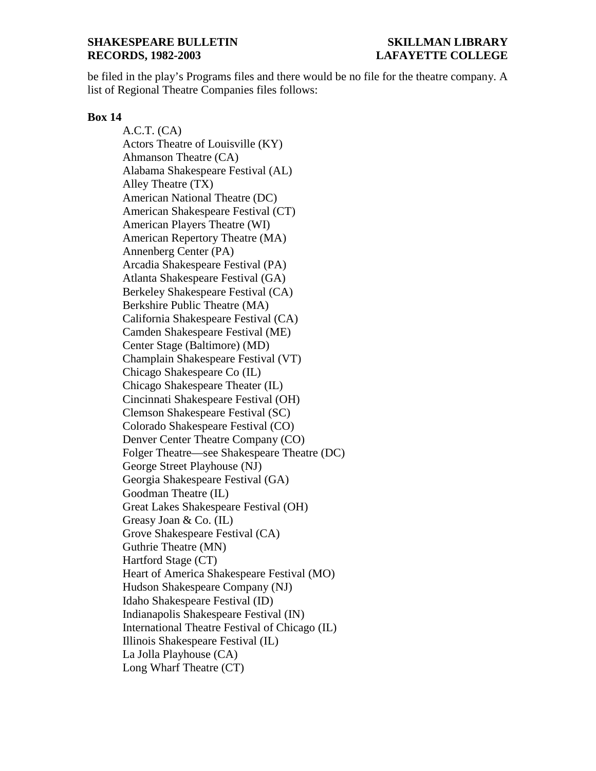be filed in the play's Programs files and there would be no file for the theatre company. A list of Regional Theatre Companies files follows:

**Box 14**

A.C.T. (CA)
Actors Theatre of Louisville (KY)
Ahmanson Theatre (CA)
Alabama Shakespeare Festival (AL)
Alley Theatre (TX)
American National Theatre (DC)
American Shakespeare Festival (CT)
American Players Theatre (WI)
American Repertory Theatre (MA)
Annenberg Center (PA)
Arcadia Shakespeare Festival (PA)
Atlanta Shakespeare Festival (GA)
Berkeley Shakespeare Festival (CA)
Berkshire Public Theatre (MA)
California Shakespeare Festival (CA)
Camden Shakespeare Festival (ME)
Center Stage (Baltimore) (MD)
Champlain Shakespeare Festival (VT)
Chicago Shakespeare Co (IL)
Chicago Shakespeare Theater (IL)
Cincinnati Shakespeare Festival (OH)
Clemson Shakespeare Festival (SC)
Colorado Shakespeare Festival (CO)
Denver Center Theatre Company (CO)
Folger Theatre—see Shakespeare Theatre (DC)
George Street Playhouse (NJ)
Georgia Shakespeare Festival (GA)
Goodman Theatre (IL)
Great Lakes Shakespeare Festival (OH)
Greasy Joan & Co. (IL)
Grove Shakespeare Festival (CA)
Guthrie Theatre (MN)
Hartford Stage (CT)
Heart of America Shakespeare Festival (MO)
Hudson Shakespeare Company (NJ)
Idaho Shakespeare Festival (ID)
Indianapolis Shakespeare Festival (IN)
International Theatre Festival of Chicago (IL)
Illinois Shakespeare Festival (IL)
La Jolla Playhouse (CA)
Long Wharf Theatre (CT)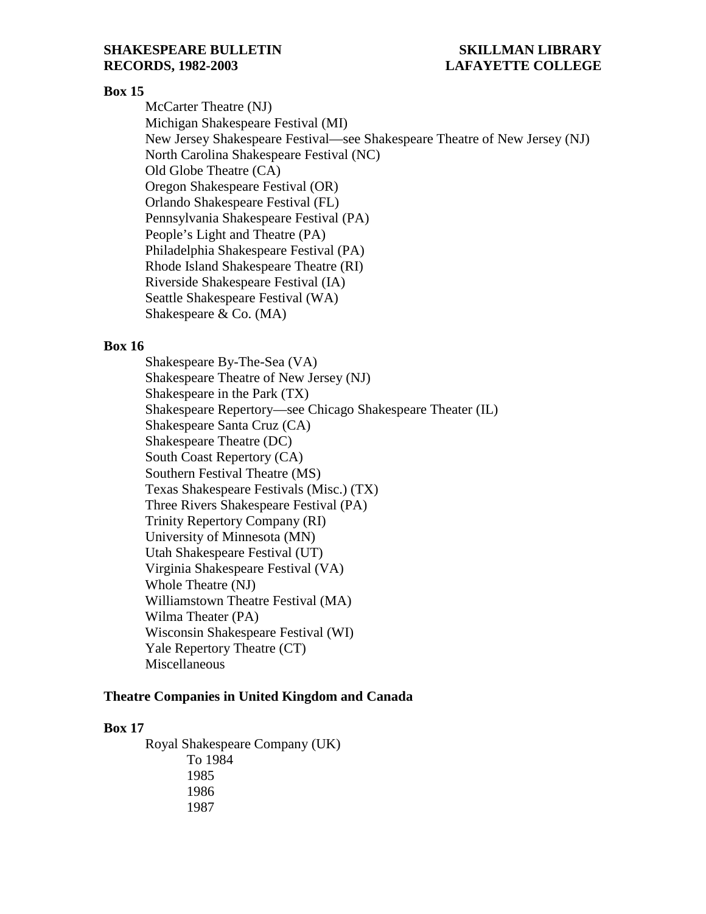**Box 15**

- McCarter Theatre (NJ)
- Michigan Shakespeare Festival (MI)
- New Jersey Shakespeare Festival—see Shakespeare Theatre of New Jersey (NJ)
- North Carolina Shakespeare Festival (NC)
- Old Globe Theatre (CA)
- Oregon Shakespeare Festival (OR)
- Orlando Shakespeare Festival (FL)
- Pennsylvania Shakespeare Festival (PA)
- People's Light and Theatre (PA)
- Philadelphia Shakespeare Festival (PA)
- Rhode Island Shakespeare Theatre (RI)
- Riverside Shakespeare Festival (IA)
- Seattle Shakespeare Festival (WA)
- Shakespeare & Co. (MA)

**Box 16**

- Shakespeare By-The-Sea (VA)
- Shakespeare Theatre of New Jersey (NJ)
- Shakespeare in the Park (TX)
- Shakespeare Repertory—see Chicago Shakespeare Theater (IL)
- Shakespeare Santa Cruz (CA)
- Shakespeare Theatre (DC)
- South Coast Repertory (CA)
- Southern Festival Theatre (MS)
- Texas Shakespeare Festivals (Misc.) (TX)
- Three Rivers Shakespeare Festival (PA)
- Trinity Repertory Company (RI)
- University of Minnesota (MN)
- Utah Shakespeare Festival (UT)
- Virginia Shakespeare Festival (VA)
- Whole Theatre (NJ)
- Williamstown Theatre Festival (MA)
- Wilma Theater (PA)
- Wisconsin Shakespeare Festival (WI)
- Yale Repertory Theatre (CT)
- Miscellaneous

## Theatre Companies in United Kingdom and Canada

**Box 17**

- Royal Shakespeare Company (UK)
  - To 1984
  - 1985
  - 1986
  - 1987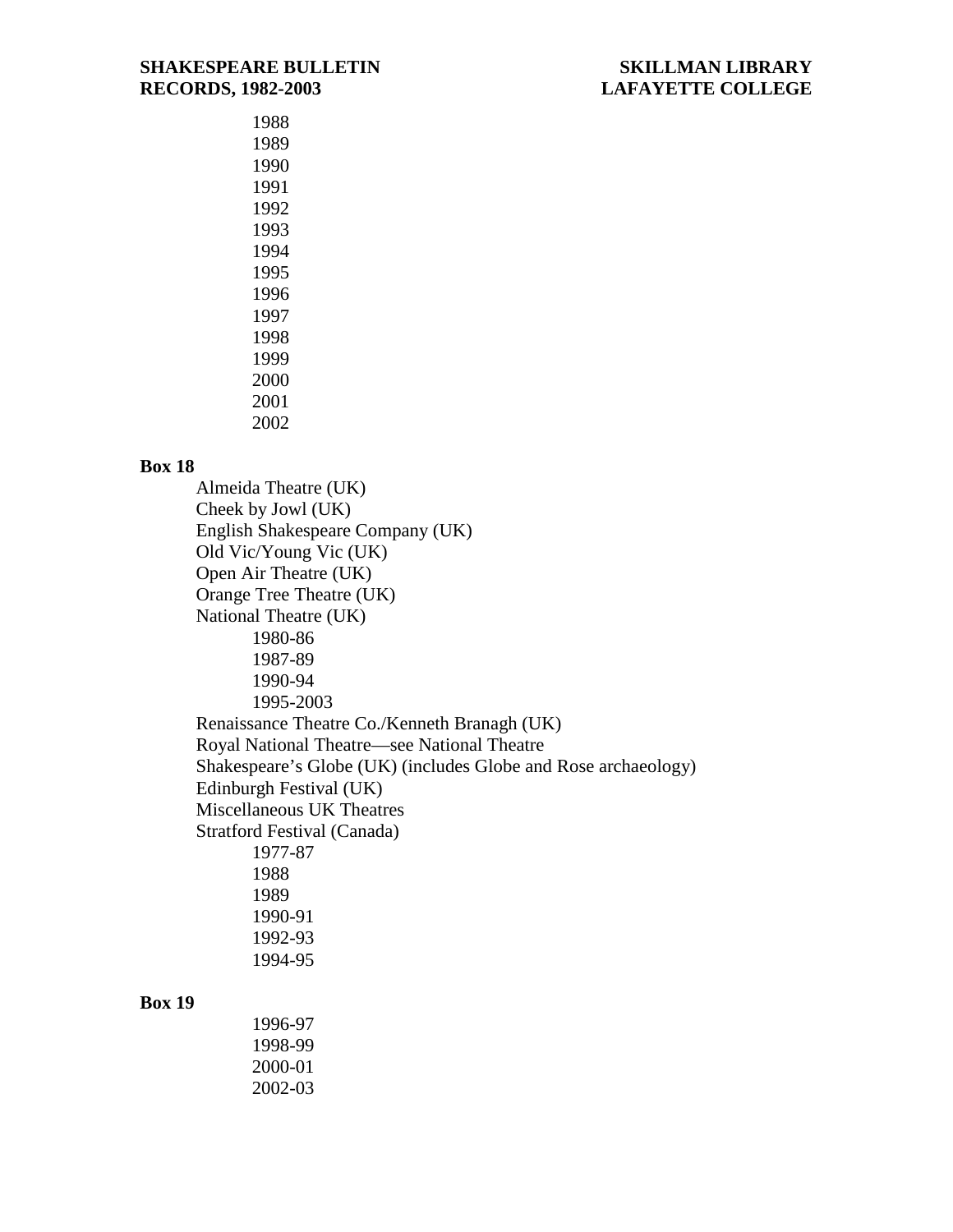1988
1989
1990
1991
1992
1993
1994
1995
1996
1997
1998
1999
2000
2001
2002

**Box 18**

- Almeida Theatre (UK)
- Cheek by Jowl (UK)
- English Shakespeare Company (UK)
- Old Vic/Young Vic (UK)
- Open Air Theatre (UK)
- Orange Tree Theatre (UK)
- National Theatre (UK)
    - 1980-86
    - 1987-89
    - 1990-94
    - 1995-2003
- Renaissance Theatre Co./Kenneth Branagh (UK)
- Royal National Theatre—see National Theatre
- Shakespeare's Globe (UK) (includes Globe and Rose archaeology)
- Edinburgh Festival (UK)
- Miscellaneous UK Theatres
- Stratford Festival (Canada)
    - 1977-87
    - 1988
    - 1989
    - 1990-91
    - 1992-93
    - 1994-95

**Box 19**

- 1996-97
- 1998-99
- 2000-01
- 2002-03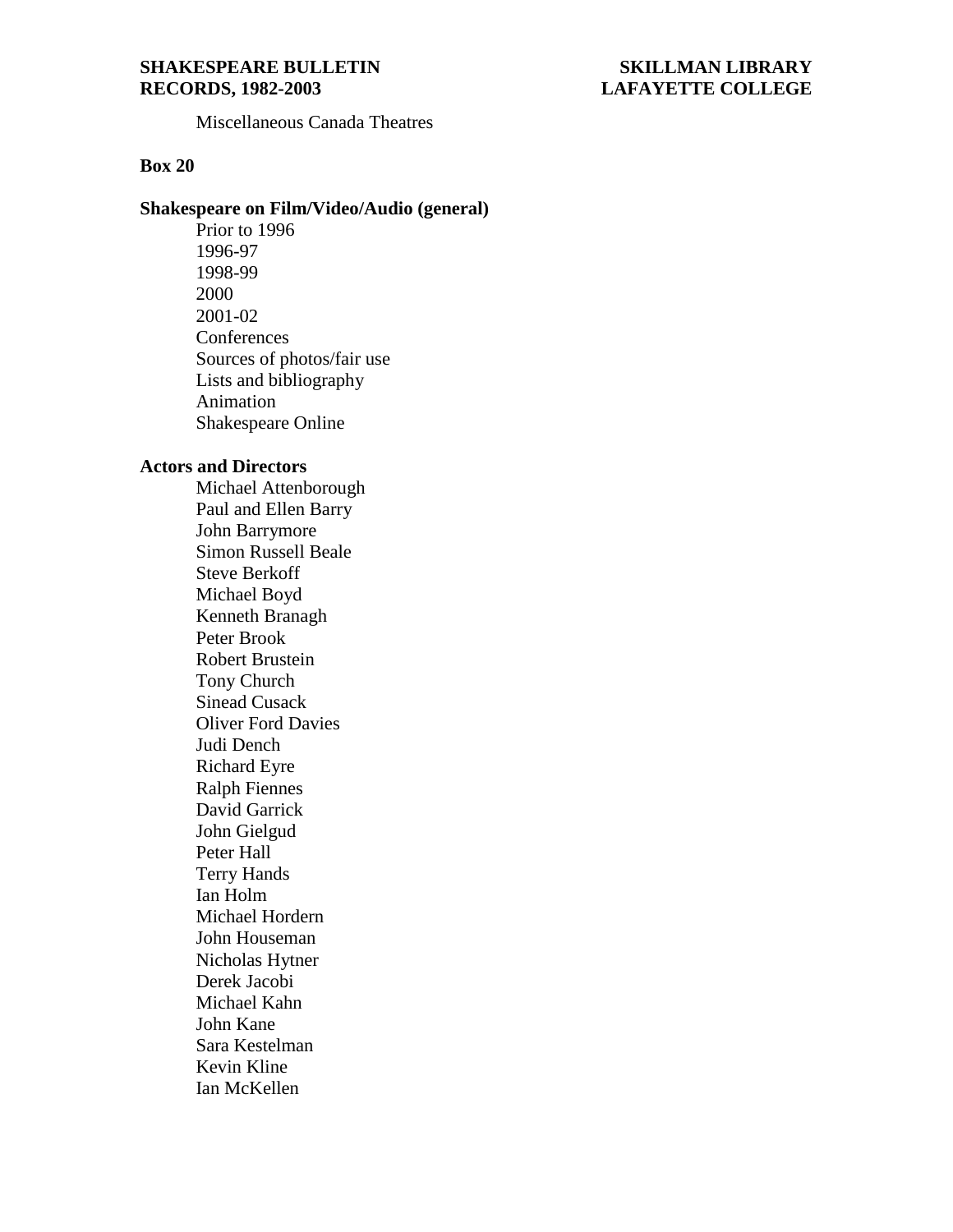Miscellaneous Canada Theatres

**Box 20**

**Shakespeare on Film/Video/Audio (general)**

- Prior to 1996
- 1996-97
- 1998-99
- 2000
- 2001-02
- Conferences
- Sources of photos/fair use
- Lists and bibliography
- Animation
- Shakespeare Online

**Actors and Directors**

- Michael Attenborough
- Paul and Ellen Barry
- John Barrymore
- Simon Russell Beale
- Steve Berkoff
- Michael Boyd
- Kenneth Branagh
- Peter Brook
- Robert Brustein
- Tony Church
- Sinead Cusack
- Oliver Ford Davies
- Judi Dench
- Richard Eyre
- Ralph Fiennes
- David Garrick
- John Gielgud
- Peter Hall
- Terry Hands
- Ian Holm
- Michael Hordern
- John Houseman
- Nicholas Hytner
- Derek Jacobi
- Michael Kahn
- John Kane
- Sara Kestelman
- Kevin Kline
- Ian McKellen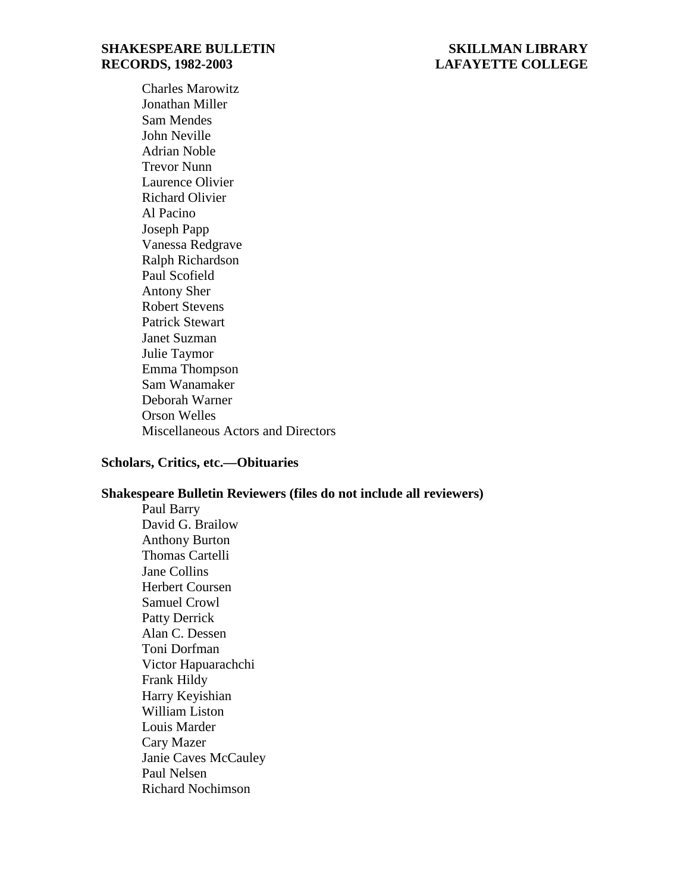Charles Marowitz
Jonathan Miller
Sam Mendes
John Neville
Adrian Noble
Trevor Nunn
Laurence Olivier
Richard Olivier
Al Pacino
Joseph Papp
Vanessa Redgrave
Ralph Richardson
Paul Scofield
Antony Sher
Robert Stevens
Patrick Stewart
Janet Suzman
Julie Taymor
Emma Thompson
Sam Wanamaker
Deborah Warner
Orson Welles
Miscellaneous Actors and Directors

**Scholars, Critics, etc.—Obituaries**

**Shakespeare Bulletin Reviewers (files do not include all reviewers)**

Paul Barry
David G. Brailow
Anthony Burton
Thomas Cartelli
Jane Collins
Herbert Coursen
Samuel Crowl
Patty Derrick
Alan C. Dessen
Toni Dorfman
Victor Hapuarachchi
Frank Hildy
Harry Keyishian
William Liston
Louis Marder
Cary Mazer
Janie Caves McCauley
Paul Nelsen
Richard Nochimson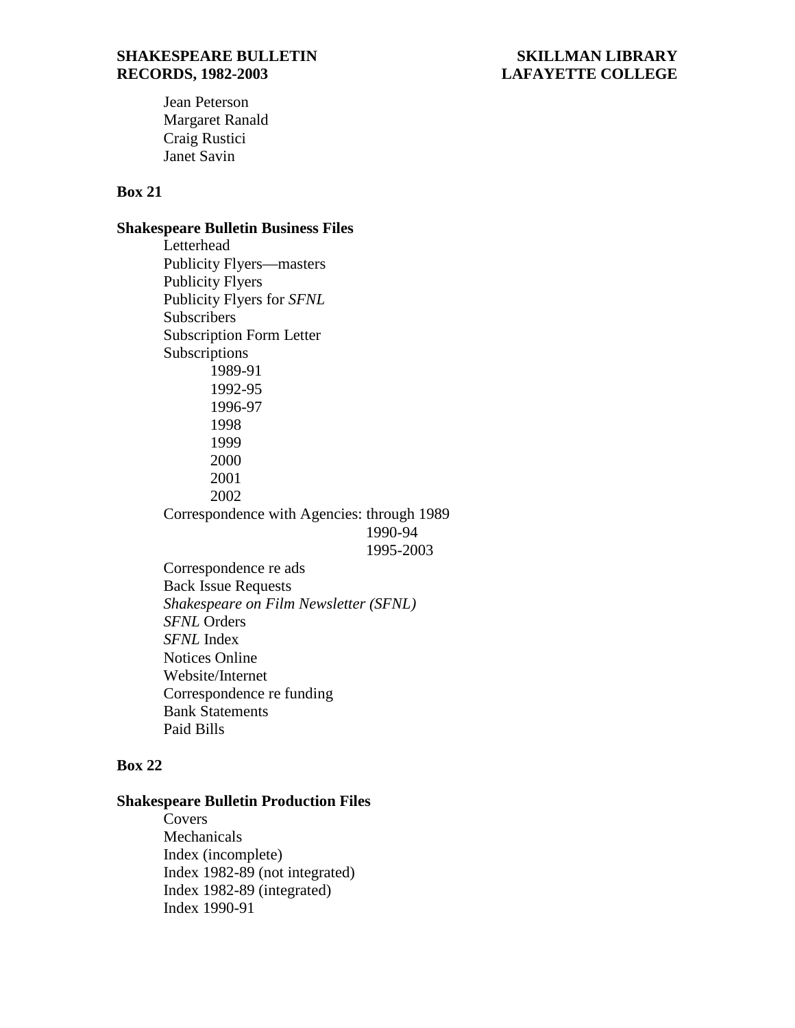Jean Peterson
Margaret Ranald
Craig Rustici
Janet Savin

**Box 21**

**Shakespeare Bulletin Business Files**

- Letterhead
- Publicity Flyers—masters
- Publicity Flyers
- Publicity Flyers for *SFNL*
- Subscribers
- Subscription Form Letter
- Subscriptions
  - 1989-91
  - 1992-95
  - 1996-97
  - 1998
  - 1999
  - 2000
  - 2001
  - 2002
- Correspondence with Agencies: through 1989
  - 1990-94
  - 1995-2003
- Correspondence re ads
- Back Issue Requests
- *Shakespeare on Film Newsletter (SFNL)*
- *SFNL* Orders
- *SFNL* Index
- Notices Online
- Website/Internet
- Correspondence re funding
- Bank Statements
- Paid Bills

**Box 22**

**Shakespeare Bulletin Production Files**

- Covers
- Mechanicals
- Index (incomplete)
- Index 1982-89 (not integrated)
- Index 1982-89 (integrated)
- Index 1990-91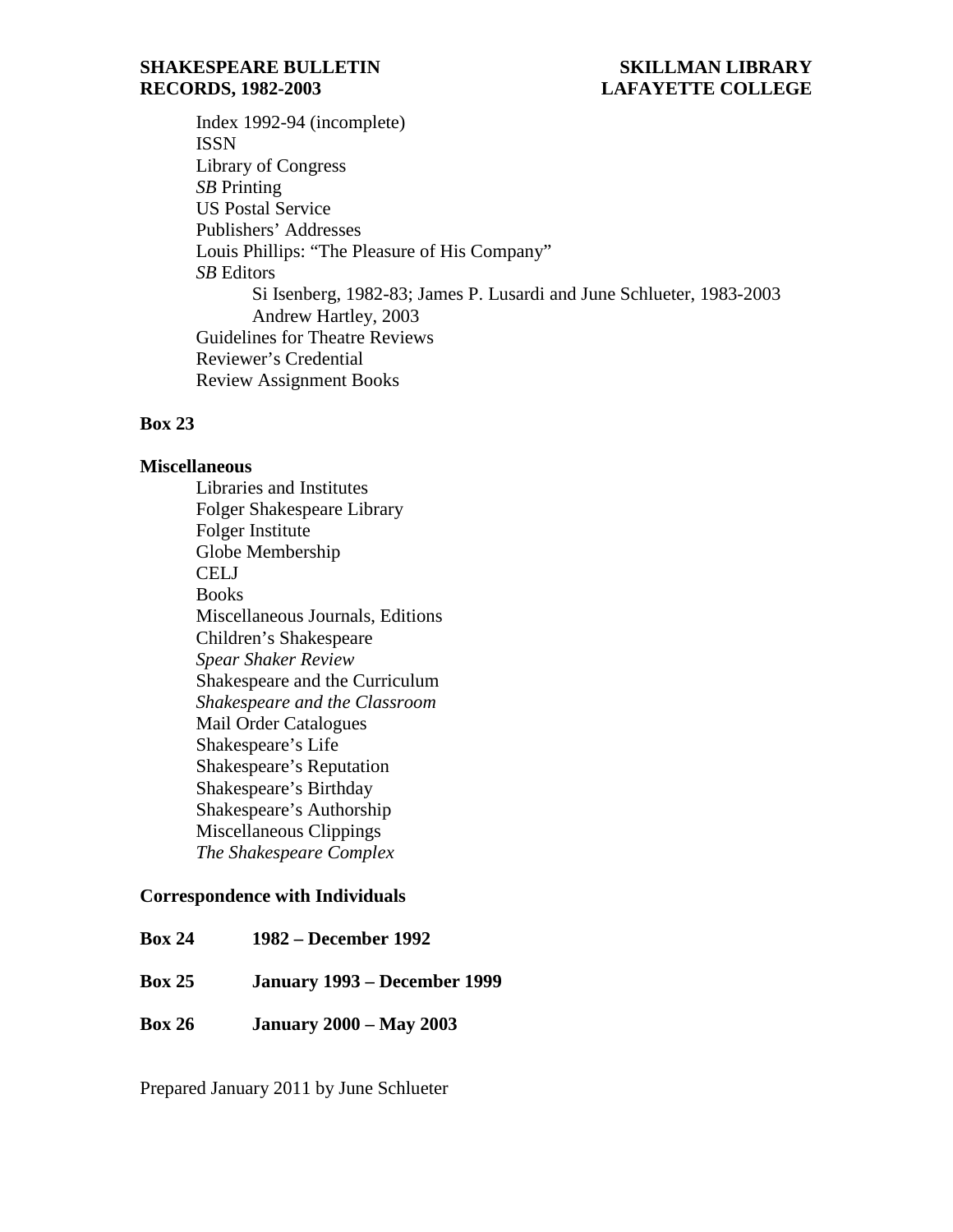Index 1992-94 (incomplete)
ISSN
Library of Congress
*SB* Printing
US Postal Service
Publishers' Addresses
Louis Phillips: "The Pleasure of His Company"
*SB* Editors
    Si Isenberg, 1982-83; James P. Lusardi and June Schlueter, 1983-2003
    Andrew Hartley, 2003
Guidelines for Theatre Reviews
Reviewer's Credential
Review Assignment Books

**Box 23**

**Miscellaneous**

Libraries and Institutes
Folger Shakespeare Library
Folger Institute
Globe Membership
CELJ
Books
Miscellaneous Journals, Editions
Children's Shakespeare
*Spear Shaker Review*
Shakespeare and the Curriculum
*Shakespeare and the Classroom*
Mail Order Catalogues
Shakespeare's Life
Shakespeare's Reputation
Shakespeare's Birthday
Shakespeare's Authorship
Miscellaneous Clippings
*The Shakespeare Complex*

**Correspondence with Individuals**

**Box 24** **1982 – December 1992**

**Box 25** **January 1993 – December 1999**

**Box 26** **January 2000 – May 2003**

Prepared January 2011 by June Schlueter